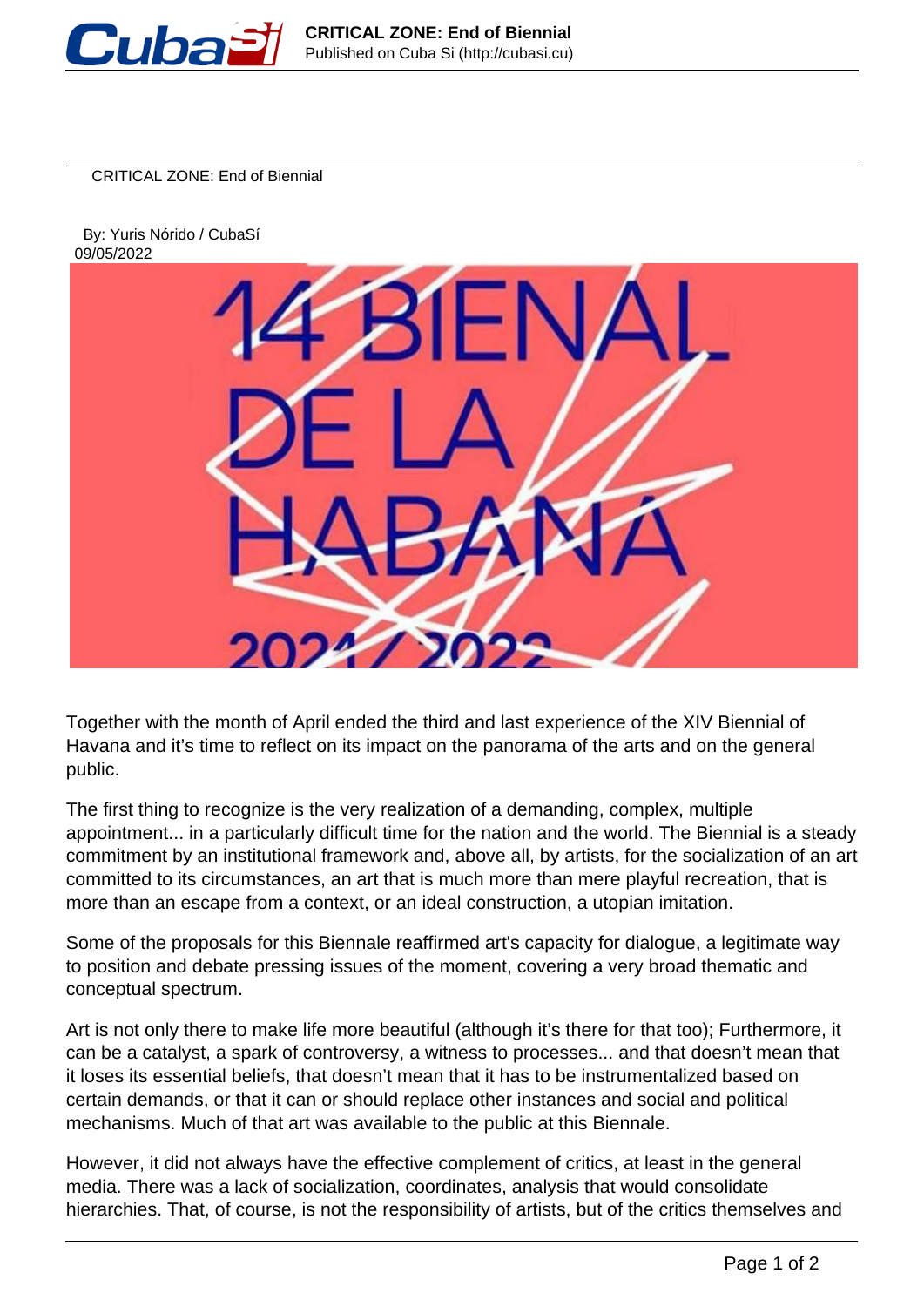# CRITICAL ZONE: End of Biennial

By: Yuris Nórido / CubaSí
09/05/2022

Together with the month of April ended the third and last experience of the XIV Biennial of Havana and it's time to reflect on its impact on the panorama of the arts and on the general public.

The first thing to recognize is the very realization of a demanding, complex, multiple appointment... in a particularly difficult time for the nation and the world. The Biennial is a steady commitment by an institutional framework and, above all, by artists, for the socialization of an art committed to its circumstances, an art that is much more than mere playful recreation, that is more than an escape from a context, or an ideal construction, a utopian imitation.

Some of the proposals for this Biennale reaffirmed art's capacity for dialogue, a legitimate way to position and debate pressing issues of the moment, covering a very broad thematic and conceptual spectrum.

Art is not only there to make life more beautiful (although it's there for that too); Furthermore, it can be a catalyst, a spark of controversy, a witness to processes... and that doesn't mean that it loses its essential beliefs, that doesn't mean that it has to be instrumentalized based on certain demands, or that it can or should replace other instances and social and political mechanisms. Much of that art was available to the public at this Biennale.

However, it did not always have the effective complement of critics, at least in the general media. There was a lack of socialization, coordinates, analysis that would consolidate hierarchies. That, of course, is not the responsibility of artists, but of the critics themselves and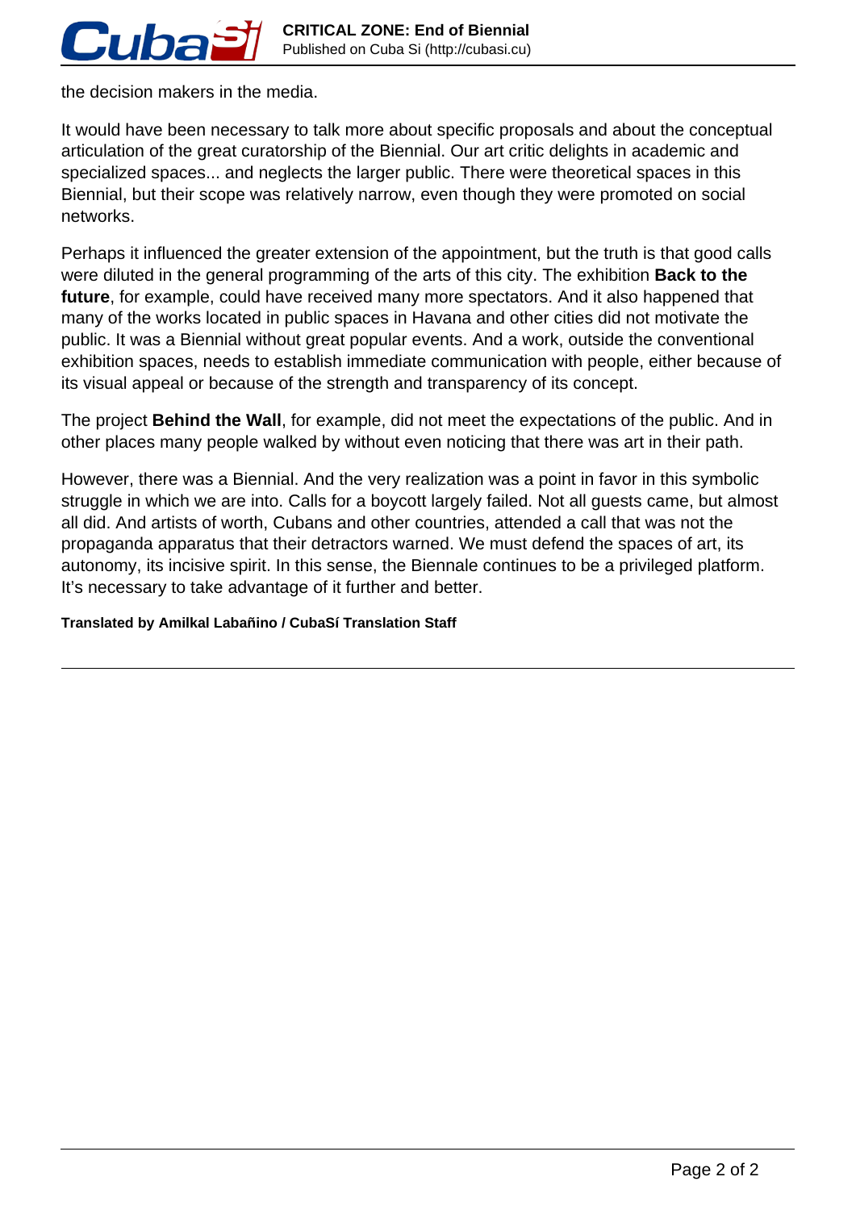the decision makers in the media.

It would have been necessary to talk more about specific proposals and about the conceptual articulation of the great curatorship of the Biennial. Our art critic delights in academic and specialized spaces... and neglects the larger public. There were theoretical spaces in this Biennial, but their scope was relatively narrow, even though they were promoted on social networks.

Perhaps it influenced the greater extension of the appointment, but the truth is that good calls were diluted in the general programming of the arts of this city. The exhibition **Back to the future**, for example, could have received many more spectators. And it also happened that many of the works located in public spaces in Havana and other cities did not motivate the public. It was a Biennial without great popular events. And a work, outside the conventional exhibition spaces, needs to establish immediate communication with people, either because of its visual appeal or because of the strength and transparency of its concept.

The project **Behind the Wall**, for example, did not meet the expectations of the public. And in other places many people walked by without even noticing that there was art in their path.

However, there was a Biennial. And the very realization was a point in favor in this symbolic struggle in which we are into. Calls for a boycott largely failed. Not all guests came, but almost all did. And artists of worth, Cubans and other countries, attended a call that was not the propaganda apparatus that their detractors warned. We must defend the spaces of art, its autonomy, its incisive spirit. In this sense, the Biennale continues to be a privileged platform. It's necessary to take advantage of it further and better.

**Translated by Amilkal Labañino / CubaSí Translation Staff**